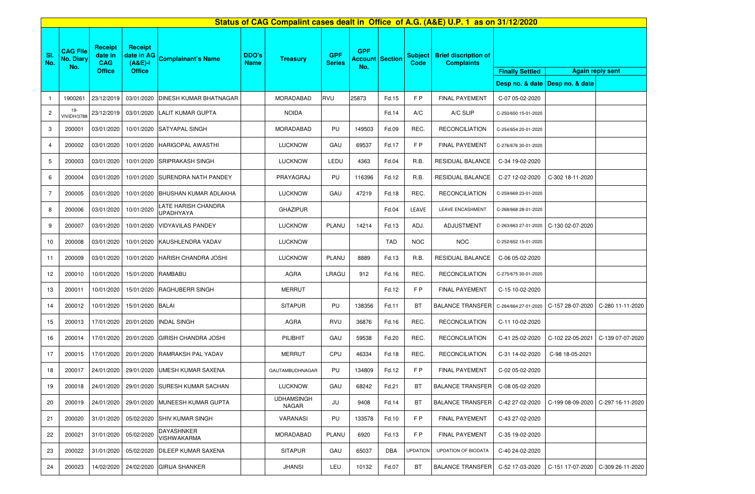# Status of CAG Compalint cases dealt in Office of A.G. (A&E) U.P. 1 as on 31/12/2020

| Sl. No. | CAG File No. Diary No. | Receipt date in CAG Office | Receipt date in AG (A&E)-I Office | Complainant's Name | DDO's Name | Treasury | GPF Series | GPF Account No. | Section | Subject Code | Brief discription of Complaints | Finally Settled | Again reply sent | |
|---|---|---|---|---|---|---|---|---|---|---|---|---|---|---|
| | | | | | | | | | | | | Desp no. & date | Desp no. & date | |
| 1 | 1900261 | 23/12/2019 | 03/01/2020 | DINESH KUMAR BHATNAGAR | | MORADABAD | RVU | 25873 | Fd.15 | F P | FINAL PAYEMENT | C-07 05-02-2020 | | |
| 2 | 19-VIVIDH/3788 | 23/12/2019 | 03/01/2020 | LALIT KUMAR GUPTA | | NOIDA | | | Fd.14 | A/C | A/C SLIP | C-250/650 15-01-2020 | | |
| 3 | 200001 | 03/01/2020 | 10/01/2020 | SATYAPAL SINGH | | MORADABAD | PU | 149503 | Fd.09 | REC. | RECONCILIATION | C-254/654 20-01-2020 | | |
| 4 | 200002 | 03/01/2020 | 10/01/2020 | HARIGOPAL AWASTHI | | LUCKNOW | GAU | 69537 | Fd.17 | F P | FINAL PAYEMENT | C-276/676 30-01-2020 | | |
| 5 | 200003 | 03/01/2020 | 10/01/2020 | SRIPRAKASH SINGH | | LUCKNOW | LEDU | 4363 | Fd.04 | R.B. | RESIDUAL BALANCE | C-34 19-02-2020 | | |
| 6 | 200004 | 03/01/2020 | 10/01/2020 | SURENDRA NATH PANDEY | | PRAYAGRAJ | PU | 116396 | Fd.12 | R.B. | RESIDUAL BALANCE | C-27 12-02-2020 | C-302 18-11-2020 | |
| 7 | 200005 | 03/01/2020 | 10/01/2020 | BHUSHAN KUMAR ADLAKHA | | LUCKNOW | GAU | 47219 | Fd.18 | REC. | RECONCILIATION | C-259/669 23-01-2020 | | |
| 8 | 200006 | 03/01/2020 | 10/01/2020 | LATE HARISH CHANDRA UPADHYAYA | | GHAZIPUR | | | Fd.04 | LEAVE | LEAVE ENCASHMENT | C-268/668 28-01-2020 | | |
| 9 | 200007 | 03/01/2020 | 10/01/2020 | VIDYAVILAS PANDEY | | LUCKNOW | PLANU | 14214 | Fd.13 | ADJ. | ADJUSTMENT | C-263/663 27-01-2020 | C-130 02-07-2020 | |
| 10 | 200008 | 03/01/2020 | 10/01/2020 | KAUSHLENDRA YADAV | | LUCKNOW | | | TAD | NOC | NOC | C-252/652 15-01-2020 | | |
| 11 | 200009 | 03/01/2020 | 10/01/2020 | HARISH CHANDRA JOSHI | | LUCKNOW | PLANU | 8889 | Fd.13 | R.B. | RESIDUAL BALANCE | C-06 05-02-2020 | | |
| 12 | 200010 | 10/01/2020 | 15/01/2020 | RAMBABU | | AGRA | LRAGU | 912 | Fd.16 | REC. | RECONCILIATION | C-275/675 30-01-2020 | | |
| 13 | 200011 | 10/01/2020 | 15/01/2020 | RAGHUBERR SINGH | | MERRUT | | | Fd.12 | F P | FINAL PAYEMENT | C-15 10-02-2020 | | |
| 14 | 200012 | 10/01/2020 | 15/01/2020 | BALAI | | SITAPUR | PU | 138356 | Fd.11 | BT | BALANCE TRANSFER | C-264/664 27-01-2020 | C-157 28-07-2020 | C-280 11-11-2020 |
| 15 | 200013 | 17/01/2020 | 20/01/2020 | INDAL SINGH | | AGRA | RVU | 36876 | Fd.16 | REC. | RECONCILIATION | C-11 10-02-2020 | | |
| 16 | 200014 | 17/01/2020 | 20/01/2020 | GIRISH CHANDRA JOSHI | | PILIBHIT | GAU | 59538 | Fd.20 | REC. | RECONCILIATION | C-41 25-02-2020 | C-102 22-05-2021 | C-139 07-07-2020 |
| 17 | 200015 | 17/01/2020 | 20/01/2020 | RAMRAKSH PAL YADAV | | MERRUT | CPU | 46334 | Fd.18 | REC. | RECONCILIATION | C-31 14-02-2020 | C-98 18-05-2021 | |
| 18 | 200017 | 24/01/2020 | 29/01/2020 | UMESH KUMAR SAXENA | | GAUTAMBUDHNAGAR | PU | 134809 | Fd.12 | F P | FINAL PAYEMENT | C-02 05-02-2020 | | |
| 19 | 200018 | 24/01/2020 | 29/01/2020 | SURESH KUMAR SACHAN | | LUCKNOW | GAU | 68242 | Fd.21 | BT | BALANCE TRANSFER | C-08 05-02-2020 | | |
| 20 | 200019 | 24/01/2020 | 29/01/2020 | MUNEESH KUMAR GUPTA | | UDHAMSINGH NAGAR | JU | 9408 | Fd.14 | BT | BALANCE TRANSFER | C-42 27-02-2020 | C-199 08-09-2020 | C-297 16-11-2020 |
| 21 | 200020 | 31/01/2020 | 05/02/2020 | SHIV KUMAR SINGH | | VARANASI | PU | 133578 | Fd.10 | F P | FINAL PAYEMENT | C-43 27-02-2020 | | |
| 22 | 200021 | 31/01/2020 | 05/02/2020 | DAYASHNKER VISHWAKARMA | | MORADABAD | PLANU | 6920 | Fd.13 | F P | FINAL PAYEMENT | C-35 19-02-2020 | | |
| 23 | 200022 | 31/01/2020 | 05/02/2020 | DILEEP KUMAR SAXENA | | SITAPUR | GAU | 65037 | DBA | UPDATION | UPDATION OF BIODATA | C-40 24-02-2020 | | |
| 24 | 200023 | 14/02/2020 | 24/02/2020 | GIRIJA SHANKER | | JHANSI | LEU | 10132 | Fd.07 | BT | BALANCE TRANSFER | C-52 17-03-2020 | C-151 17-07-2020 | C-309 26-11-2020 |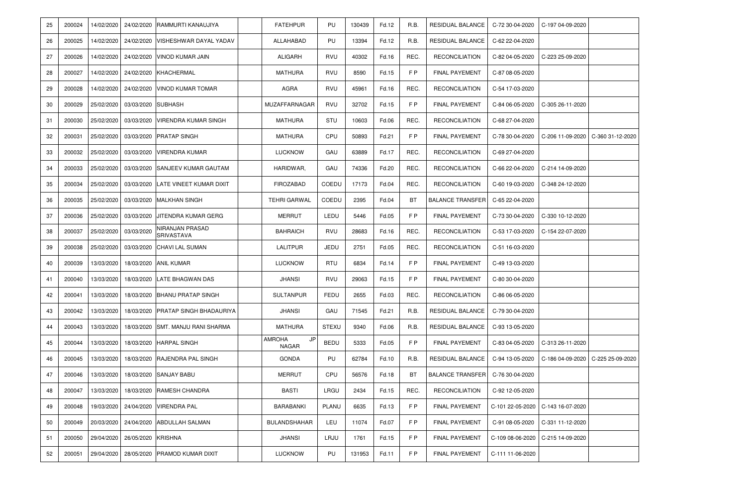| | | | | | | | | | | | | | | | |
|---|---|---|---|---|---|---|---|---|---|---|---|---|---|---|---|
| 25 | 200024 | 14/02/2020 | 24/02/2020 | RAMMURTI KANAUJIYA | | FATEHPUR | PU | 130439 | Fd.12 | R.B. | RESIDUAL BALANCE | C-72 30-04-2020 | C-197 04-09-2020 | |
| 26 | 200025 | 14/02/2020 | 24/02/2020 | VISHESHWAR DAYAL YADAV | | ALLAHABAD | PU | 13394 | Fd.12 | R.B. | RESIDUAL BALANCE | C-62 22-04-2020 | | |
| 27 | 200026 | 14/02/2020 | 24/02/2020 | VINOD KUMAR JAIN | | ALIGARH | RVU | 40302 | Fd.16 | REC. | RECONCILIATION | C-82 04-05-2020 | C-223 25-09-2020 | |
| 28 | 200027 | 14/02/2020 | 24/02/2020 | KHACHERMAL | | MATHURA | RVU | 8590 | Fd.15 | F P | FINAL PAYEMENT | C-87 08-05-2020 | | |
| 29 | 200028 | 14/02/2020 | 24/02/2020 | VINOD KUMAR TOMAR | | AGRA | RVU | 45961 | Fd.16 | REC. | RECONCILIATION | C-54 17-03-2020 | | |
| 30 | 200029 | 25/02/2020 | 03/03/2020 | SUBHASH | | MUZAFFARNAGAR | RVU | 32702 | Fd.15 | F P | FINAL PAYEMENT | C-84 06-05-2020 | C-305 26-11-2020 | |
| 31 | 200030 | 25/02/2020 | 03/03/2020 | VIRENDRA KUMAR SINGH | | MATHURA | STU | 10603 | Fd.06 | REC. | RECONCILIATION | C-68 27-04-2020 | | |
| 32 | 200031 | 25/02/2020 | 03/03/2020 | PRATAP SINGH | | MATHURA | CPU | 50893 | Fd.21 | F P | FINAL PAYEMENT | C-78 30-04-2020 | C-206 11-09-2020 | C-360 31-12-2020 |
| 33 | 200032 | 25/02/2020 | 03/03/2020 | VIRENDRA KUMAR | | LUCKNOW | GAU | 63889 | Fd.17 | REC. | RECONCILIATION | C-69 27-04-2020 | | |
| 34 | 200033 | 25/02/2020 | 03/03/2020 | SANJEEV KUMAR GAUTAM | | HARIDWAR, | GAU | 74336 | Fd.20 | REC. | RECONCILIATION | C-66 22-04-2020 | C-214 14-09-2020 | |
| 35 | 200034 | 25/02/2020 | 03/03/2020 | LATE VINEET KUMAR DIXIT | | FIROZABAD | COEDU | 17173 | Fd.04 | REC. | RECONCILIATION | C-60 19-03-2020 | C-348 24-12-2020 | |
| 36 | 200035 | 25/02/2020 | 03/03/2020 | MALKHAN SINGH | | TEHRI GARWAL | COEDU | 2395 | Fd.04 | BT | BALANCE TRANSFER | C-65 22-04-2020 | | |
| 37 | 200036 | 25/02/2020 | 03/03/2020 | JITENDRA KUMAR GERG | | MERRUT | LEDU | 5446 | Fd.05 | F P | FINAL PAYEMENT | C-73 30-04-2020 | C-330 10-12-2020 | |
| 38 | 200037 | 25/02/2020 | 03/03/2020 | NIRANJAN PRASAD SRIVASTAVA | | BAHRAICH | RVU | 28683 | Fd.16 | REC. | RECONCILIATION | C-53 17-03-2020 | C-154 22-07-2020 | |
| 39 | 200038 | 25/02/2020 | 03/03/2020 | CHAVI LAL SUMAN | | LALITPUR | JEDU | 2751 | Fd.05 | REC. | RECONCILIATION | C-51 16-03-2020 | | |
| 40 | 200039 | 13/03/2020 | 18/03/2020 | ANIL KUMAR | | LUCKNOW | RTU | 6834 | Fd.14 | F P | FINAL PAYEMENT | C-49 13-03-2020 | | |
| 41 | 200040 | 13/03/2020 | 18/03/2020 | LATE BHAGWAN DAS | | JHANSI | RVU | 29063 | Fd.15 | F P | FINAL PAYEMENT | C-80 30-04-2020 | | |
| 42 | 200041 | 13/03/2020 | 18/03/2020 | BHANU PRATAP SINGH | | SULTANPUR | FEDU | 2655 | Fd.03 | REC. | RECONCILIATION | C-86 06-05-2020 | | |
| 43 | 200042 | 13/03/2020 | 18/03/2020 | PRATAP SINGH BHADAURIYA | | JHANSI | GAU | 71545 | Fd.21 | R.B. | RESIDUAL BALANCE | C-79 30-04-2020 | | |
| 44 | 200043 | 13/03/2020 | 18/03/2020 | SMT. MANJU RANI SHARMA | | MATHURA | STEXU | 9340 | Fd.06 | R.B. | RESIDUAL BALANCE | C-93 13-05-2020 | | |
| 45 | 200044 | 13/03/2020 | 18/03/2020 | HARPAL SINGH | | AMROHA JP NAGAR | BEDU | 5333 | Fd.05 | F P | FINAL PAYEMENT | C-83 04-05-2020 | C-313 26-11-2020 | |
| 46 | 200045 | 13/03/2020 | 18/03/2020 | RAJENDRA PAL SINGH | | GONDA | PU | 62784 | Fd.10 | R.B. | RESIDUAL BALANCE | C-94 13-05-2020 | C-186 04-09-2020 | C-225 25-09-2020 |
| 47 | 200046 | 13/03/2020 | 18/03/2020 | SANJAY BABU | | MERRUT | CPU | 56576 | Fd.18 | BT | BALANCE TRANSFER | C-76 30-04-2020 | | |
| 48 | 200047 | 13/03/2020 | 18/03/2020 | RAMESH CHANDRA | | BASTI | LRGU | 2434 | Fd.15 | REC. | RECONCILIATION | C-92 12-05-2020 | | |
| 49 | 200048 | 19/03/2020 | 24/04/2020 | VIRENDRA PAL | | BARABANKI | PLANU | 6635 | Fd.13 | F P | FINAL PAYEMENT | C-101 22-05-2020 | C-143 16-07-2020 | |
| 50 | 200049 | 20/03/2020 | 24/04/2020 | ABDULLAH SALMAN | | BULANDSHAHAR | LEU | 11074 | Fd.07 | F P | FINAL PAYEMENT | C-91 08-05-2020 | C-331 11-12-2020 | |
| 51 | 200050 | 29/04/2020 | 26/05/2020 | KRISHNA | | JHANSI | LRJU | 1761 | Fd.15 | F P | FINAL PAYEMENT | C-109 08-06-2020 | C-215 14-09-2020 | |
| 52 | 200051 | 29/04/2020 | 28/05/2020 | PRAMOD KUMAR DIXIT | | LUCKNOW | PU | 131953 | Fd.11 | F P | FINAL PAYEMENT | C-111 11-06-2020 | | |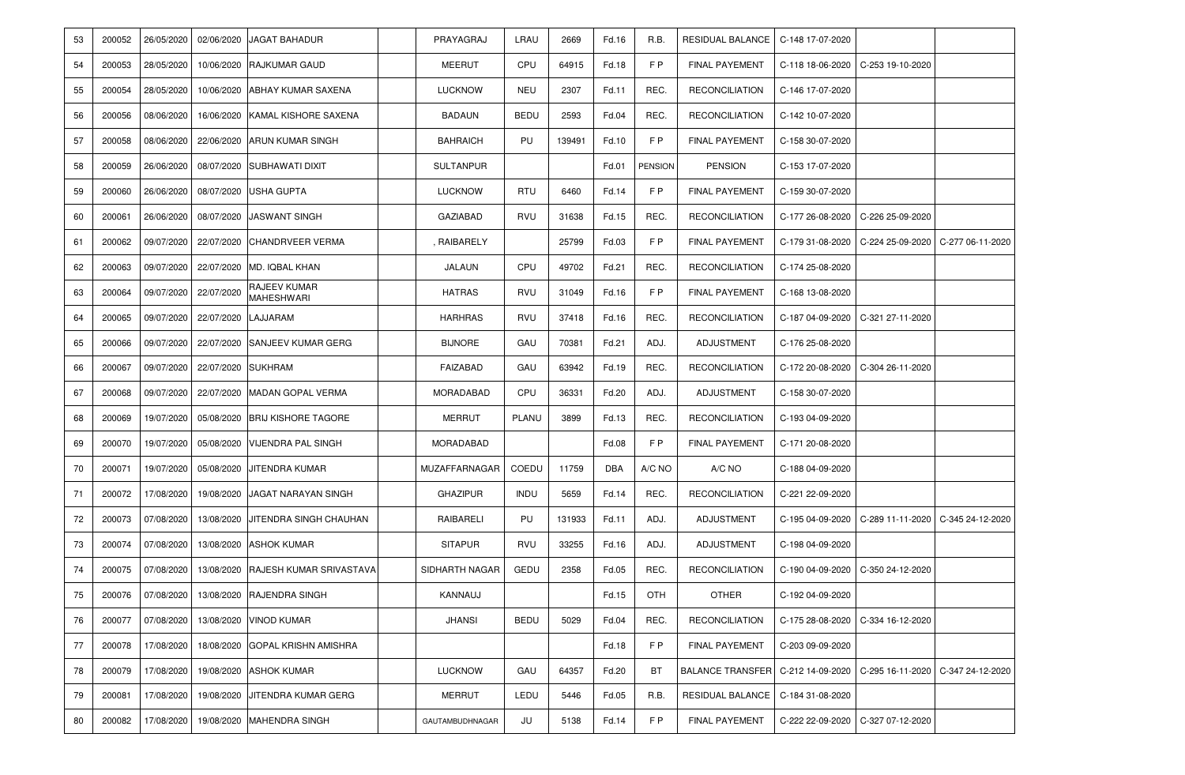| | | | | | | | | | | | | | | | |
|---|---|---|---|---|---|---|---|---|---|---|---|---|---|---|---|
| 53 | 200052 | 26/05/2020 | 02/06/2020 | JAGAT BAHADUR | | PRAYAGRAJ | LRAU | 2669 | Fd.16 | R.B. | RESIDUAL BALANCE | C-148 17-07-2020 | | |
| 54 | 200053 | 28/05/2020 | 10/06/2020 | RAJKUMAR GAUD | | MEERUT | CPU | 64915 | Fd.18 | F P | FINAL PAYEMENT | C-118 18-06-2020 | C-253 19-10-2020 | |
| 55 | 200054 | 28/05/2020 | 10/06/2020 | ABHAY KUMAR SAXENA | | LUCKNOW | NEU | 2307 | Fd.11 | REC. | RECONCILIATION | C-146 17-07-2020 | | |
| 56 | 200056 | 08/06/2020 | 16/06/2020 | KAMAL KISHORE SAXENA | | BADAUN | BEDU | 2593 | Fd.04 | REC. | RECONCILIATION | C-142 10-07-2020 | | |
| 57 | 200058 | 08/06/2020 | 22/06/2020 | ARUN KUMAR SINGH | | BAHRAICH | PU | 139491 | Fd.10 | F P | FINAL PAYEMENT | C-158 30-07-2020 | | |
| 58 | 200059 | 26/06/2020 | 08/07/2020 | SUBHAWATI DIXIT | | SULTANPUR | | | Fd.01 | PENSION | PENSION | C-153 17-07-2020 | | |
| 59 | 200060 | 26/06/2020 | 08/07/2020 | USHA GUPTA | | LUCKNOW | RTU | 6460 | Fd.14 | F P | FINAL PAYEMENT | C-159 30-07-2020 | | |
| 60 | 200061 | 26/06/2020 | 08/07/2020 | JASWANT SINGH | | GAZIABAD | RVU | 31638 | Fd.15 | REC. | RECONCILIATION | C-177 26-08-2020 | C-226 25-09-2020 | |
| 61 | 200062 | 09/07/2020 | 22/07/2020 | CHANDRVEER VERMA | | , RAIBARELY | | 25799 | Fd.03 | F P | FINAL PAYEMENT | C-179 31-08-2020 | C-224 25-09-2020 | C-277 06-11-2020 |
| 62 | 200063 | 09/07/2020 | 22/07/2020 | MD. IQBAL KHAN | | JALAUN | CPU | 49702 | Fd.21 | REC. | RECONCILIATION | C-174 25-08-2020 | | |
| 63 | 200064 | 09/07/2020 | 22/07/2020 | RAJEEV KUMAR MAHESHWARI | | HATRAS | RVU | 31049 | Fd.16 | F P | FINAL PAYEMENT | C-168 13-08-2020 | | |
| 64 | 200065 | 09/07/2020 | 22/07/2020 | LAJJARAM | | HARHRAS | RVU | 37418 | Fd.16 | REC. | RECONCILIATION | C-187 04-09-2020 | C-321 27-11-2020 | |
| 65 | 200066 | 09/07/2020 | 22/07/2020 | SANJEEV KUMAR GERG | | BIJNORE | GAU | 70381 | Fd.21 | ADJ. | ADJUSTMENT | C-176 25-08-2020 | | |
| 66 | 200067 | 09/07/2020 | 22/07/2020 | SUKHRAM | | FAIZABAD | GAU | 63942 | Fd.19 | REC. | RECONCILIATION | C-172 20-08-2020 | C-304 26-11-2020 | |
| 67 | 200068 | 09/07/2020 | 22/07/2020 | MADAN GOPAL VERMA | | MORADABAD | CPU | 36331 | Fd.20 | ADJ. | ADJUSTMENT | C-158 30-07-2020 | | |
| 68 | 200069 | 19/07/2020 | 05/08/2020 | BRIJ KISHORE TAGORE | | MERRUT | PLANU | 3899 | Fd.13 | REC. | RECONCILIATION | C-193 04-09-2020 | | |
| 69 | 200070 | 19/07/2020 | 05/08/2020 | VIJENDRA PAL SINGH | | MORADABAD | | | Fd.08 | F P | FINAL PAYEMENT | C-171 20-08-2020 | | |
| 70 | 200071 | 19/07/2020 | 05/08/2020 | JITENDRA KUMAR | | MUZAFFARNAGAR | COEDU | 11759 | DBA | A/C NO | A/C NO | C-188 04-09-2020 | | |
| 71 | 200072 | 17/08/2020 | 19/08/2020 | JAGAT NARAYAN SINGH | | GHAZIPUR | INDU | 5659 | Fd.14 | REC. | RECONCILIATION | C-221 22-09-2020 | | |
| 72 | 200073 | 07/08/2020 | 13/08/2020 | JITENDRA SINGH CHAUHAN | | RAIBARELI | PU | 131933 | Fd.11 | ADJ. | ADJUSTMENT | C-195 04-09-2020 | C-289 11-11-2020 | C-345 24-12-2020 |
| 73 | 200074 | 07/08/2020 | 13/08/2020 | ASHOK KUMAR | | SITAPUR | RVU | 33255 | Fd.16 | ADJ. | ADJUSTMENT | C-198 04-09-2020 | | |
| 74 | 200075 | 07/08/2020 | 13/08/2020 | RAJESH KUMAR SRIVASTAVA | | SIDHARTH NAGAR | GEDU | 2358 | Fd.05 | REC. | RECONCILIATION | C-190 04-09-2020 | C-350 24-12-2020 | |
| 75 | 200076 | 07/08/2020 | 13/08/2020 | RAJENDRA SINGH | | KANNAUJ | | | Fd.15 | OTH | OTHER | C-192 04-09-2020 | | |
| 76 | 200077 | 07/08/2020 | 13/08/2020 | VINOD KUMAR | | JHANSI | BEDU | 5029 | Fd.04 | REC. | RECONCILIATION | C-175 28-08-2020 | C-334 16-12-2020 | |
| 77 | 200078 | 17/08/2020 | 18/08/2020 | GOPAL KRISHN AMISHRA | | | | | Fd.18 | F P | FINAL PAYEMENT | C-203 09-09-2020 | | |
| 78 | 200079 | 17/08/2020 | 19/08/2020 | ASHOK KUMAR | | LUCKNOW | GAU | 64357 | Fd.20 | BT | BALANCE TRANSFER | C-212 14-09-2020 | C-295 16-11-2020 | C-347 24-12-2020 |
| 79 | 200081 | 17/08/2020 | 19/08/2020 | JITENDRA KUMAR GERG | | MERRUT | LEDU | 5446 | Fd.05 | R.B. | RESIDUAL BALANCE | C-184 31-08-2020 | | |
| 80 | 200082 | 17/08/2020 | 19/08/2020 | MAHENDRA SINGH | | GAUTAMBUDHNAGAR | JU | 5138 | Fd.14 | F P | FINAL PAYEMENT | C-222 22-09-2020 | C-327 07-12-2020 | |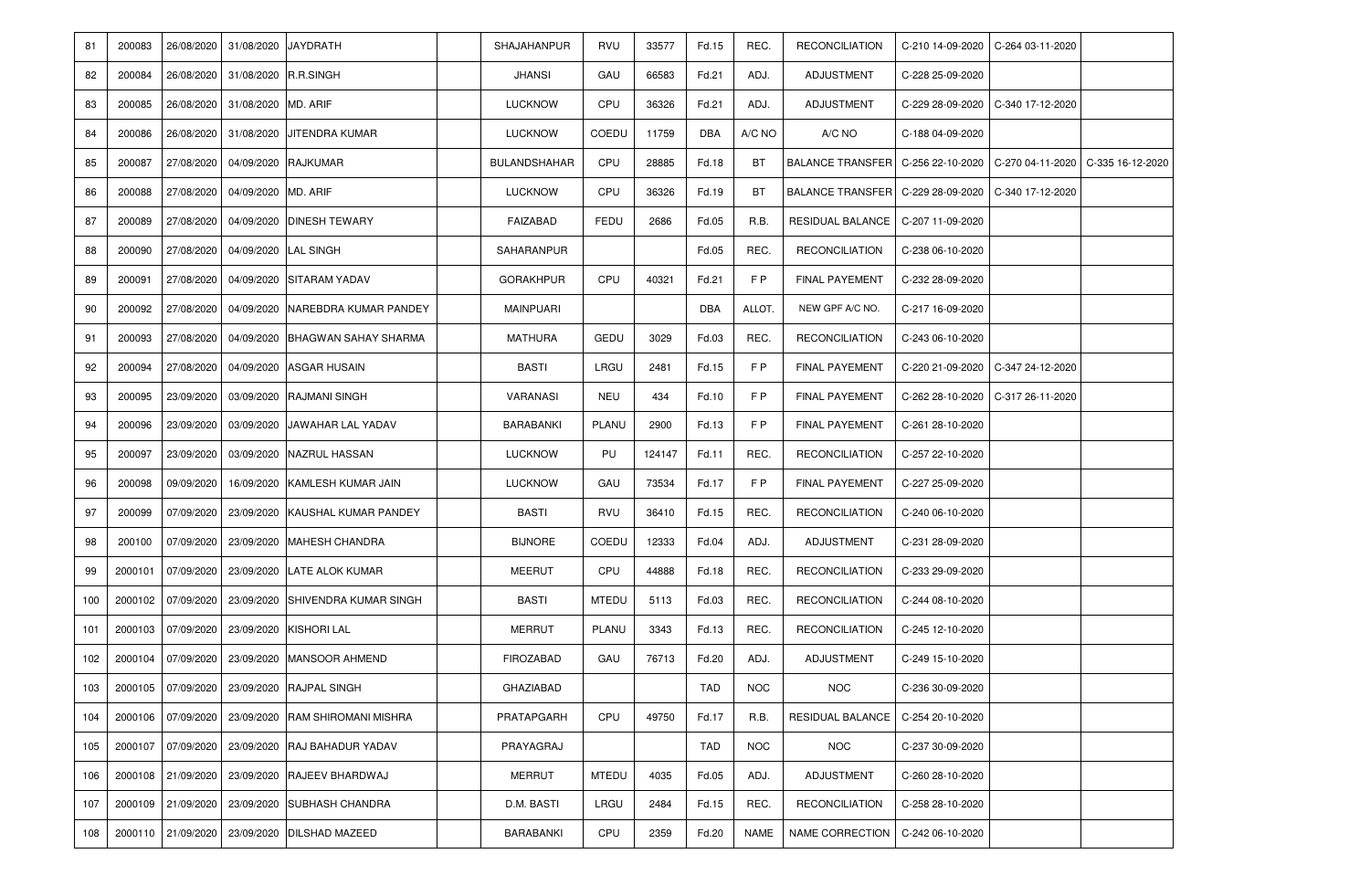| | | | | | | | | | | | | | | | |
|---|---|---|---|---|---|---|---|---|---|---|---|---|---|---|---|
| 81 | 200083 | 26/08/2020 | 31/08/2020 | JAYDRATH | | SHAJAHANPUR | RVU | 33577 | Fd.15 | REC. | RECONCILIATION | C-210 14-09-2020 | C-264 03-11-2020 | |
| 82 | 200084 | 26/08/2020 | 31/08/2020 | R.R.SINGH | | JHANSI | GAU | 66583 | Fd.21 | ADJ. | ADJUSTMENT | C-228 25-09-2020 | | |
| 83 | 200085 | 26/08/2020 | 31/08/2020 | MD. ARIF | | LUCKNOW | CPU | 36326 | Fd.21 | ADJ. | ADJUSTMENT | C-229 28-09-2020 | C-340 17-12-2020 | |
| 84 | 200086 | 26/08/2020 | 31/08/2020 | JITENDRA KUMAR | | LUCKNOW | COEDU | 11759 | DBA | A/C NO | A/C NO | C-188 04-09-2020 | | |
| 85 | 200087 | 27/08/2020 | 04/09/2020 | RAJKUMAR | | BULANDSHAHAR | CPU | 28885 | Fd.18 | BT | BALANCE TRANSFER | C-256 22-10-2020 | C-270 04-11-2020 | C-335 16-12-2020 |
| 86 | 200088 | 27/08/2020 | 04/09/2020 | MD. ARIF | | LUCKNOW | CPU | 36326 | Fd.19 | BT | BALANCE TRANSFER | C-229 28-09-2020 | C-340 17-12-2020 | |
| 87 | 200089 | 27/08/2020 | 04/09/2020 | DINESH TEWARY | | FAIZABAD | FEDU | 2686 | Fd.05 | R.B. | RESIDUAL BALANCE | C-207 11-09-2020 | | |
| 88 | 200090 | 27/08/2020 | 04/09/2020 | LAL SINGH | | SAHARANPUR | | | Fd.05 | REC. | RECONCILIATION | C-238 06-10-2020 | | |
| 89 | 200091 | 27/08/2020 | 04/09/2020 | SITARAM YADAV | | GORAKHPUR | CPU | 40321 | Fd.21 | F P | FINAL PAYEMENT | C-232 28-09-2020 | | |
| 90 | 200092 | 27/08/2020 | 04/09/2020 | NAREBDRA KUMAR PANDEY | | MAINPUARI | | | DBA | ALLOT. | NEW GPF A/C NO. | C-217 16-09-2020 | | |
| 91 | 200093 | 27/08/2020 | 04/09/2020 | BHAGWAN SAHAY SHARMA | | MATHURA | GEDU | 3029 | Fd.03 | REC. | RECONCILIATION | C-243 06-10-2020 | | |
| 92 | 200094 | 27/08/2020 | 04/09/2020 | ASGAR HUSAIN | | BASTI | LRGU | 2481 | Fd.15 | F P | FINAL PAYEMENT | C-220 21-09-2020 | C-347 24-12-2020 | |
| 93 | 200095 | 23/09/2020 | 03/09/2020 | RAJMANI SINGH | | VARANASI | NEU | 434 | Fd.10 | F P | FINAL PAYEMENT | C-262 28-10-2020 | C-317 26-11-2020 | |
| 94 | 200096 | 23/09/2020 | 03/09/2020 | JAWAHAR LAL YADAV | | BARABANKI | PLANU | 2900 | Fd.13 | F P | FINAL PAYEMENT | C-261 28-10-2020 | | |
| 95 | 200097 | 23/09/2020 | 03/09/2020 | NAZRUL HASSAN | | LUCKNOW | PU | 124147 | Fd.11 | REC. | RECONCILIATION | C-257 22-10-2020 | | |
| 96 | 200098 | 09/09/2020 | 16/09/2020 | KAMLESH KUMAR JAIN | | LUCKNOW | GAU | 73534 | Fd.17 | F P | FINAL PAYEMENT | C-227 25-09-2020 | | |
| 97 | 200099 | 07/09/2020 | 23/09/2020 | KAUSHAL KUMAR PANDEY | | BASTI | RVU | 36410 | Fd.15 | REC. | RECONCILIATION | C-240 06-10-2020 | | |
| 98 | 200100 | 07/09/2020 | 23/09/2020 | MAHESH CHANDRA | | BIJNORE | COEDU | 12333 | Fd.04 | ADJ. | ADJUSTMENT | C-231 28-09-2020 | | |
| 99 | 2000101 | 07/09/2020 | 23/09/2020 | LATE ALOK KUMAR | | MEERUT | CPU | 44888 | Fd.18 | REC. | RECONCILIATION | C-233 29-09-2020 | | |
| 100 | 2000102 | 07/09/2020 | 23/09/2020 | SHIVENDRA KUMAR SINGH | | BASTI | MTEDU | 5113 | Fd.03 | REC. | RECONCILIATION | C-244 08-10-2020 | | |
| 101 | 2000103 | 07/09/2020 | 23/09/2020 | KISHORI LAL | | MERRUT | PLANU | 3343 | Fd.13 | REC. | RECONCILIATION | C-245 12-10-2020 | | |
| 102 | 2000104 | 07/09/2020 | 23/09/2020 | MANSOOR AHMEND | | FIROZABAD | GAU | 76713 | Fd.20 | ADJ. | ADJUSTMENT | C-249 15-10-2020 | | |
| 103 | 2000105 | 07/09/2020 | 23/09/2020 | RAJPAL SINGH | | GHAZIABAD | | | TAD | NOC | NOC | C-236 30-09-2020 | | |
| 104 | 2000106 | 07/09/2020 | 23/09/2020 | RAM SHIROMANI MISHRA | | PRATAPGARH | CPU | 49750 | Fd.17 | R.B. | RESIDUAL BALANCE | C-254 20-10-2020 | | |
| 105 | 2000107 | 07/09/2020 | 23/09/2020 | RAJ BAHADUR YADAV | | PRAYAGRAJ | | | TAD | NOC | NOC | C-237 30-09-2020 | | |
| 106 | 2000108 | 21/09/2020 | 23/09/2020 | RAJEEV BHARDWAJ | | MERRUT | MTEDU | 4035 | Fd.05 | ADJ. | ADJUSTMENT | C-260 28-10-2020 | | |
| 107 | 2000109 | 21/09/2020 | 23/09/2020 | SUBHASH CHANDRA | | D.M. BASTI | LRGU | 2484 | Fd.15 | REC. | RECONCILIATION | C-258 28-10-2020 | | |
| 108 | 2000110 | 21/09/2020 | 23/09/2020 | DILSHAD MAZEED | | BARABANKI | CPU | 2359 | Fd.20 | NAME | NAME CORRECTION | C-242 06-10-2020 | | |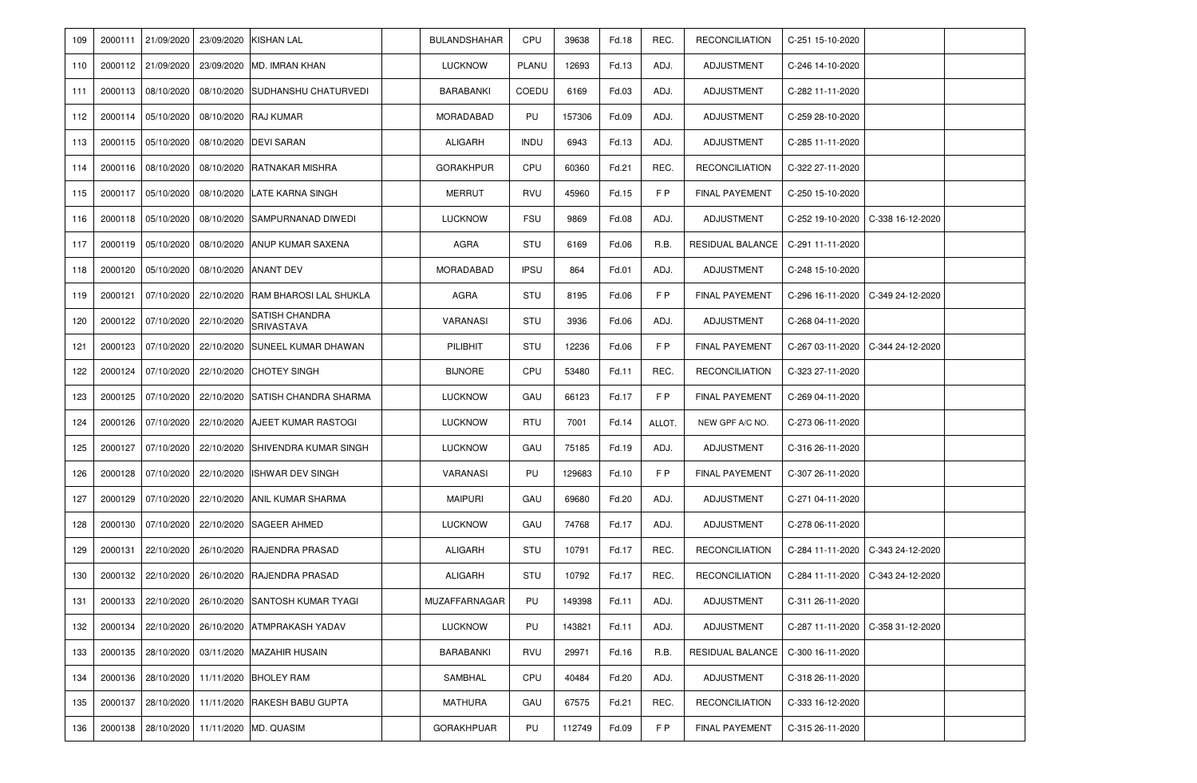| | | | | | | | | | | | | | | |
|---|---|---|---|---|---|---|---|---|---|---|---|---|---|---|
| 109 | 2000111 | 21/09/2020 | 23/09/2020 | KISHAN LAL | | BULANDSHAHAR | CPU | 39638 | Fd.18 | REC. | RECONCILIATION | C-251 15-10-2020 | | |
| 110 | 2000112 | 21/09/2020 | 23/09/2020 | MD. IMRAN KHAN | | LUCKNOW | PLANU | 12693 | Fd.13 | ADJ. | ADJUSTMENT | C-246 14-10-2020 | | |
| 111 | 2000113 | 08/10/2020 | 08/10/2020 | SUDHANSHU CHATURVEDI | | BARABANKI | COEDU | 6169 | Fd.03 | ADJ. | ADJUSTMENT | C-282 11-11-2020 | | |
| 112 | 2000114 | 05/10/2020 | 08/10/2020 | RAJ KUMAR | | MORADABAD | PU | 157306 | Fd.09 | ADJ. | ADJUSTMENT | C-259 28-10-2020 | | |
| 113 | 2000115 | 05/10/2020 | 08/10/2020 | DEVI SARAN | | ALIGARH | INDU | 6943 | Fd.13 | ADJ. | ADJUSTMENT | C-285 11-11-2020 | | |
| 114 | 2000116 | 08/10/2020 | 08/10/2020 | RATNAKAR MISHRA | | GORAKHPUR | CPU | 60360 | Fd.21 | REC. | RECONCILIATION | C-322 27-11-2020 | | |
| 115 | 2000117 | 05/10/2020 | 08/10/2020 | LATE KARNA SINGH | | MERRUT | RVU | 45960 | Fd.15 | F P | FINAL PAYEMENT | C-250 15-10-2020 | | |
| 116 | 2000118 | 05/10/2020 | 08/10/2020 | SAMPURNANAD DIWEDI | | LUCKNOW | FSU | 9869 | Fd.08 | ADJ. | ADJUSTMENT | C-252 19-10-2020 | C-338 16-12-2020 | |
| 117 | 2000119 | 05/10/2020 | 08/10/2020 | ANUP KUMAR SAXENA | | AGRA | STU | 6169 | Fd.06 | R.B. | RESIDUAL BALANCE | C-291 11-11-2020 | | |
| 118 | 2000120 | 05/10/2020 | 08/10/2020 | ANANT DEV | | MORADABAD | IPSU | 864 | Fd.01 | ADJ. | ADJUSTMENT | C-248 15-10-2020 | | |
| 119 | 2000121 | 07/10/2020 | 22/10/2020 | RAM BHAROSI LAL SHUKLA | | AGRA | STU | 8195 | Fd.06 | F P | FINAL PAYEMENT | C-296 16-11-2020 | C-349 24-12-2020 | |
| 120 | 2000122 | 07/10/2020 | 22/10/2020 | SATISH CHANDRA SRIVASTAVA | | VARANASI | STU | 3936 | Fd.06 | ADJ. | ADJUSTMENT | C-268 04-11-2020 | | |
| 121 | 2000123 | 07/10/2020 | 22/10/2020 | SUNEEL KUMAR DHAWAN | | PILIBHIT | STU | 12236 | Fd.06 | F P | FINAL PAYEMENT | C-267 03-11-2020 | C-344 24-12-2020 | |
| 122 | 2000124 | 07/10/2020 | 22/10/2020 | CHOTEY SINGH | | BIJNORE | CPU | 53480 | Fd.11 | REC. | RECONCILIATION | C-323 27-11-2020 | | |
| 123 | 2000125 | 07/10/2020 | 22/10/2020 | SATISH CHANDRA SHARMA | | LUCKNOW | GAU | 66123 | Fd.17 | F P | FINAL PAYEMENT | C-269 04-11-2020 | | |
| 124 | 2000126 | 07/10/2020 | 22/10/2020 | AJEET KUMAR RASTOGI | | LUCKNOW | RTU | 7001 | Fd.14 | ALLOT. | NEW GPF A/C NO. | C-273 06-11-2020 | | |
| 125 | 2000127 | 07/10/2020 | 22/10/2020 | SHIVENDRA KUMAR SINGH | | LUCKNOW | GAU | 75185 | Fd.19 | ADJ. | ADJUSTMENT | C-316 26-11-2020 | | |
| 126 | 2000128 | 07/10/2020 | 22/10/2020 | ISHWAR DEV SINGH | | VARANASI | PU | 129683 | Fd.10 | F P | FINAL PAYEMENT | C-307 26-11-2020 | | |
| 127 | 2000129 | 07/10/2020 | 22/10/2020 | ANIL KUMAR SHARMA | | MAIPURI | GAU | 69680 | Fd.20 | ADJ. | ADJUSTMENT | C-271 04-11-2020 | | |
| 128 | 2000130 | 07/10/2020 | 22/10/2020 | SAGEER AHMED | | LUCKNOW | GAU | 74768 | Fd.17 | ADJ. | ADJUSTMENT | C-278 06-11-2020 | | |
| 129 | 2000131 | 22/10/2020 | 26/10/2020 | RAJENDRA PRASAD | | ALIGARH | STU | 10791 | Fd.17 | REC. | RECONCILIATION | C-284 11-11-2020 | C-343 24-12-2020 | |
| 130 | 2000132 | 22/10/2020 | 26/10/2020 | RAJENDRA PRASAD | | ALIGARH | STU | 10792 | Fd.17 | REC. | RECONCILIATION | C-284 11-11-2020 | C-343 24-12-2020 | |
| 131 | 2000133 | 22/10/2020 | 26/10/2020 | SANTOSH KUMAR TYAGI | | MUZAFFARNAGAR | PU | 149398 | Fd.11 | ADJ. | ADJUSTMENT | C-311 26-11-2020 | | |
| 132 | 2000134 | 22/10/2020 | 26/10/2020 | ATMPRAKASH YADAV | | LUCKNOW | PU | 143821 | Fd.11 | ADJ. | ADJUSTMENT | C-287 11-11-2020 | C-358 31-12-2020 | |
| 133 | 2000135 | 28/10/2020 | 03/11/2020 | MAZAHIR HUSAIN | | BARABANKI | RVU | 29971 | Fd.16 | R.B. | RESIDUAL BALANCE | C-300 16-11-2020 | | |
| 134 | 2000136 | 28/10/2020 | 11/11/2020 | BHOLEY RAM | | SAMBHAL | CPU | 40484 | Fd.20 | ADJ. | ADJUSTMENT | C-318 26-11-2020 | | |
| 135 | 2000137 | 28/10/2020 | 11/11/2020 | RAKESH BABU GUPTA | | MATHURA | GAU | 67575 | Fd.21 | REC. | RECONCILIATION | C-333 16-12-2020 | | |
| 136 | 2000138 | 28/10/2020 | 11/11/2020 | MD. QUASIM | | GORAKHPUAR | PU | 112749 | Fd.09 | F P | FINAL PAYEMENT | C-315 26-11-2020 | | |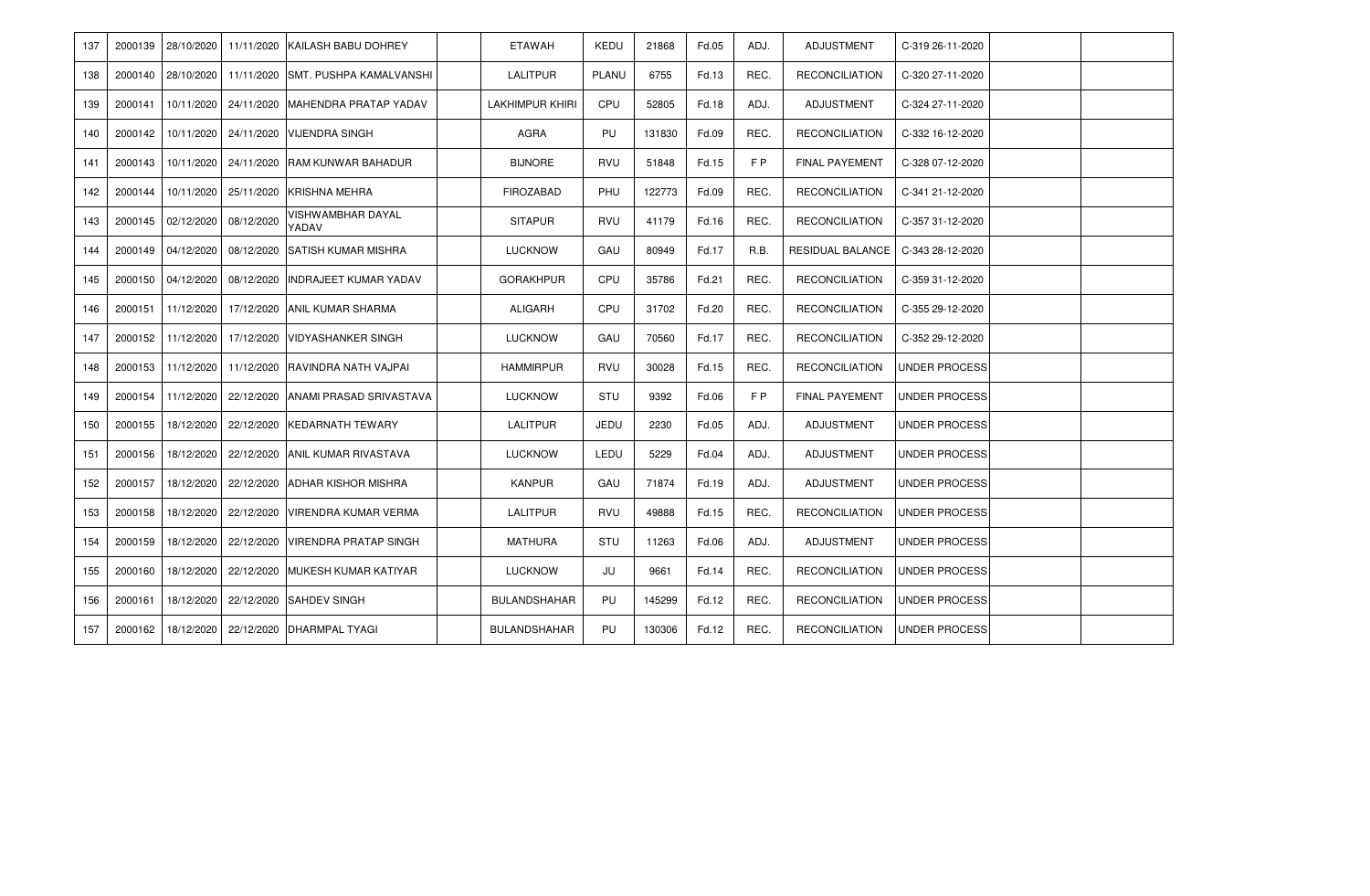| | | | | | | | | | | | | | | | |
|---|---|---|---|---|---|---|---|---|---|---|---|---|---|---|---|
| 137 | 2000139 | 28/10/2020 | 11/11/2020 | KAILASH BABU DOHREY | | ETAWAH | KEDU | 21868 | Fd.05 | ADJ. | ADJUSTMENT | C-319 26-11-2020 | | |
| 138 | 2000140 | 28/10/2020 | 11/11/2020 | SMT. PUSHPA KAMALVANSHI | | LALITPUR | PLANU | 6755 | Fd.13 | REC. | RECONCILIATION | C-320 27-11-2020 | | |
| 139 | 2000141 | 10/11/2020 | 24/11/2020 | MAHENDRA PRATAP YADAV | | LAKHIMPUR KHIRI | CPU | 52805 | Fd.18 | ADJ. | ADJUSTMENT | C-324 27-11-2020 | | |
| 140 | 2000142 | 10/11/2020 | 24/11/2020 | VIJENDRA SINGH | | AGRA | PU | 131830 | Fd.09 | REC. | RECONCILIATION | C-332 16-12-2020 | | |
| 141 | 2000143 | 10/11/2020 | 24/11/2020 | RAM KUNWAR BAHADUR | | BIJNORE | RVU | 51848 | Fd.15 | F P | FINAL PAYEMENT | C-328 07-12-2020 | | |
| 142 | 2000144 | 10/11/2020 | 25/11/2020 | KRISHNA MEHRA | | FIROZABAD | PHU | 122773 | Fd.09 | REC. | RECONCILIATION | C-341 21-12-2020 | | |
| 143 | 2000145 | 02/12/2020 | 08/12/2020 | VISHWAMBHAR DAYAL YADAV | | SITAPUR | RVU | 41179 | Fd.16 | REC. | RECONCILIATION | C-357 31-12-2020 | | |
| 144 | 2000149 | 04/12/2020 | 08/12/2020 | SATISH KUMAR MISHRA | | LUCKNOW | GAU | 80949 | Fd.17 | R.B. | RESIDUAL BALANCE | C-343 28-12-2020 | | |
| 145 | 2000150 | 04/12/2020 | 08/12/2020 | INDRAJEET KUMAR YADAV | | GORAKHPUR | CPU | 35786 | Fd.21 | REC. | RECONCILIATION | C-359 31-12-2020 | | |
| 146 | 2000151 | 11/12/2020 | 17/12/2020 | ANIL KUMAR SHARMA | | ALIGARH | CPU | 31702 | Fd.20 | REC. | RECONCILIATION | C-355 29-12-2020 | | |
| 147 | 2000152 | 11/12/2020 | 17/12/2020 | VIDYASHANKER SINGH | | LUCKNOW | GAU | 70560 | Fd.17 | REC. | RECONCILIATION | C-352 29-12-2020 | | |
| 148 | 2000153 | 11/12/2020 | 11/12/2020 | RAVINDRA NATH VAJPAI | | HAMMIRPUR | RVU | 30028 | Fd.15 | REC. | RECONCILIATION | UNDER PROCESS | | |
| 149 | 2000154 | 11/12/2020 | 22/12/2020 | ANAMI PRASAD SRIVASTAVA | | LUCKNOW | STU | 9392 | Fd.06 | F P | FINAL PAYEMENT | UNDER PROCESS | | |
| 150 | 2000155 | 18/12/2020 | 22/12/2020 | KEDARNATH TEWARY | | LALITPUR | JEDU | 2230 | Fd.05 | ADJ. | ADJUSTMENT | UNDER PROCESS | | |
| 151 | 2000156 | 18/12/2020 | 22/12/2020 | ANIL KUMAR RIVASTAVA | | LUCKNOW | LEDU | 5229 | Fd.04 | ADJ. | ADJUSTMENT | UNDER PROCESS | | |
| 152 | 2000157 | 18/12/2020 | 22/12/2020 | ADHAR KISHOR MISHRA | | KANPUR | GAU | 71874 | Fd.19 | ADJ. | ADJUSTMENT | UNDER PROCESS | | |
| 153 | 2000158 | 18/12/2020 | 22/12/2020 | VIRENDRA KUMAR VERMA | | LALITPUR | RVU | 49888 | Fd.15 | REC. | RECONCILIATION | UNDER PROCESS | | |
| 154 | 2000159 | 18/12/2020 | 22/12/2020 | VIRENDRA PRATAP SINGH | | MATHURA | STU | 11263 | Fd.06 | ADJ. | ADJUSTMENT | UNDER PROCESS | | |
| 155 | 2000160 | 18/12/2020 | 22/12/2020 | MUKESH KUMAR KATIYAR | | LUCKNOW | JU | 9661 | Fd.14 | REC. | RECONCILIATION | UNDER PROCESS | | |
| 156 | 2000161 | 18/12/2020 | 22/12/2020 | SAHDEV SINGH | | BULANDSHAHAR | PU | 145299 | Fd.12 | REC. | RECONCILIATION | UNDER PROCESS | | |
| 157 | 2000162 | 18/12/2020 | 22/12/2020 | DHARMPAL TYAGI | | BULANDSHAHAR | PU | 130306 | Fd.12 | REC. | RECONCILIATION | UNDER PROCESS | | |